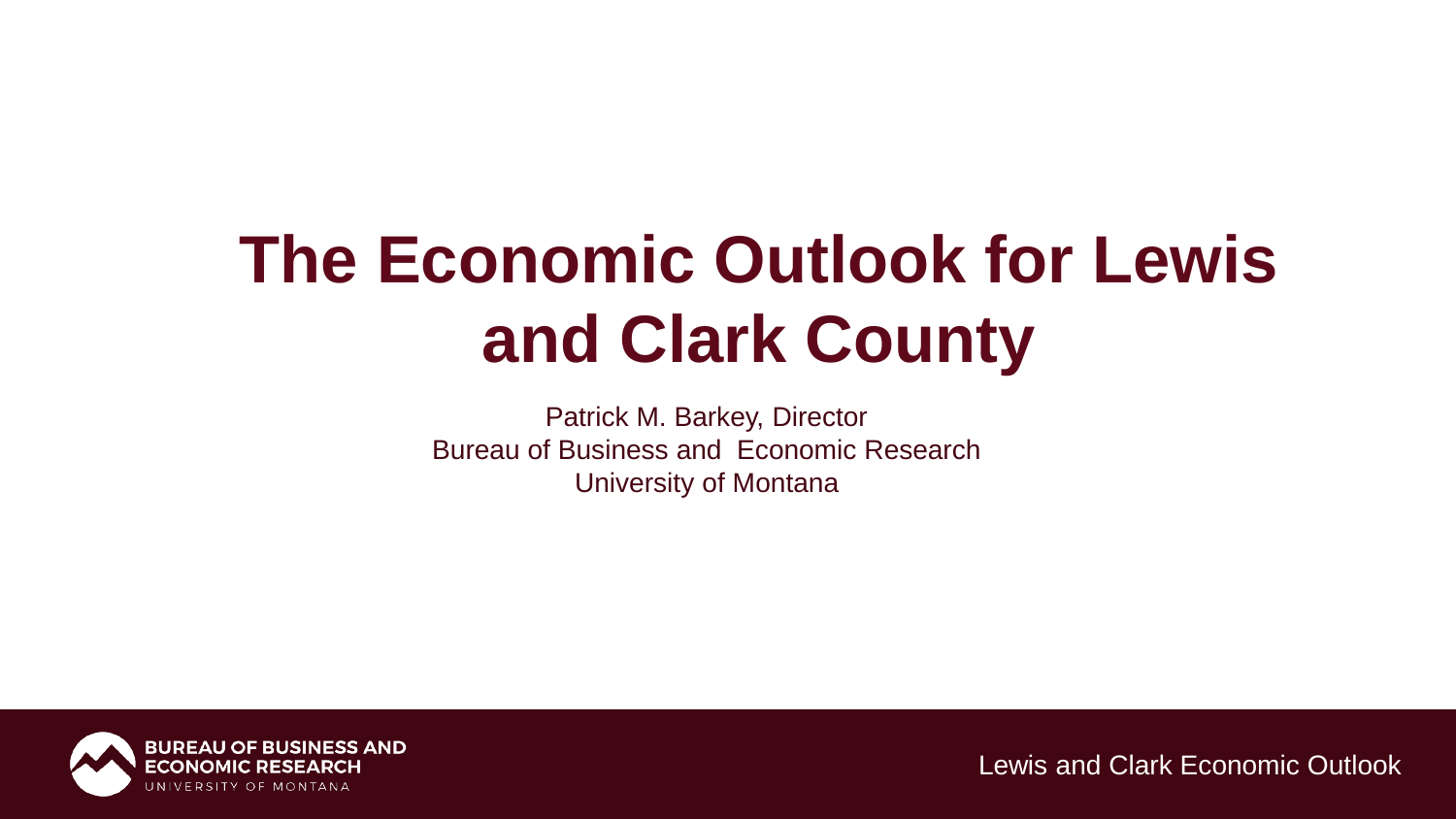# The Economic Outlook for Lewis and Clark County

Patrick M. Barkey, Director
Bureau of Business and Economic Research
University of Montana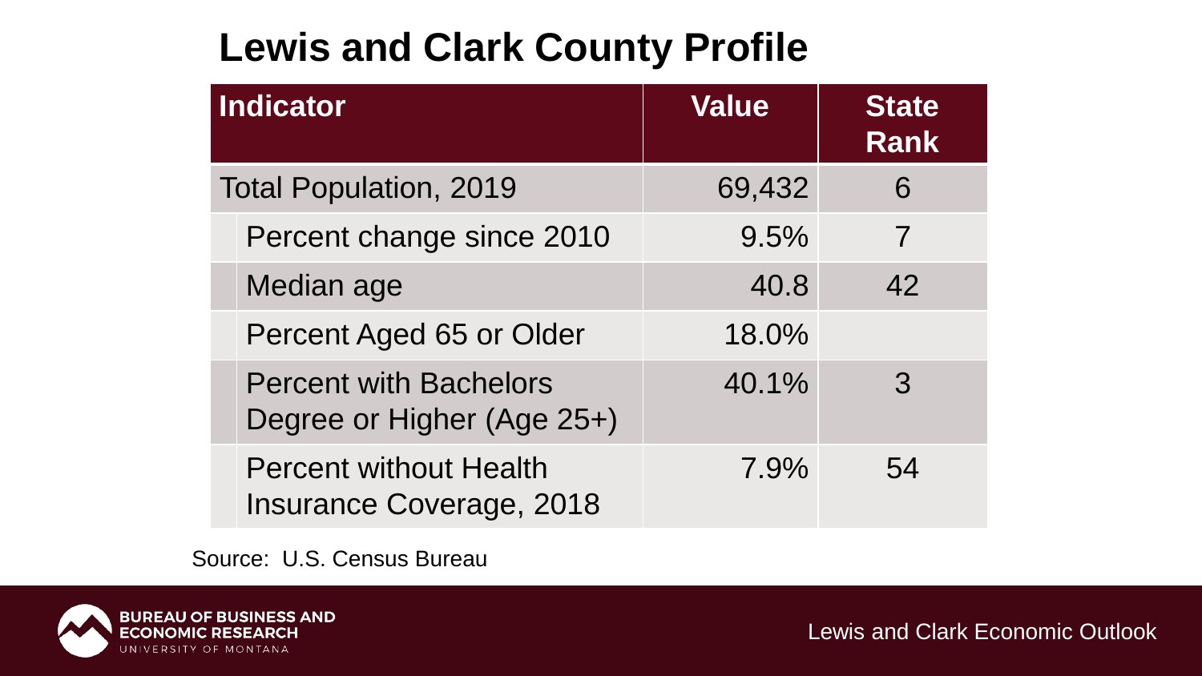# Lewis and Clark County Profile

| Indicator | Value | State Rank |
|---|---|---|
| Total Population, 2019 | 69,432 | 6 |
| Percent change since 2010 | 9.5% | 7 |
| Median age | 40.8 | 42 |
| Percent Aged 65 or Older | 18.0% | |
| Percent with Bachelors Degree or Higher (Age 25+) | 40.1% | 3 |
| Percent without Health Insurance Coverage, 2018 | 7.9% | 54 |

Source: U.S. Census Bureau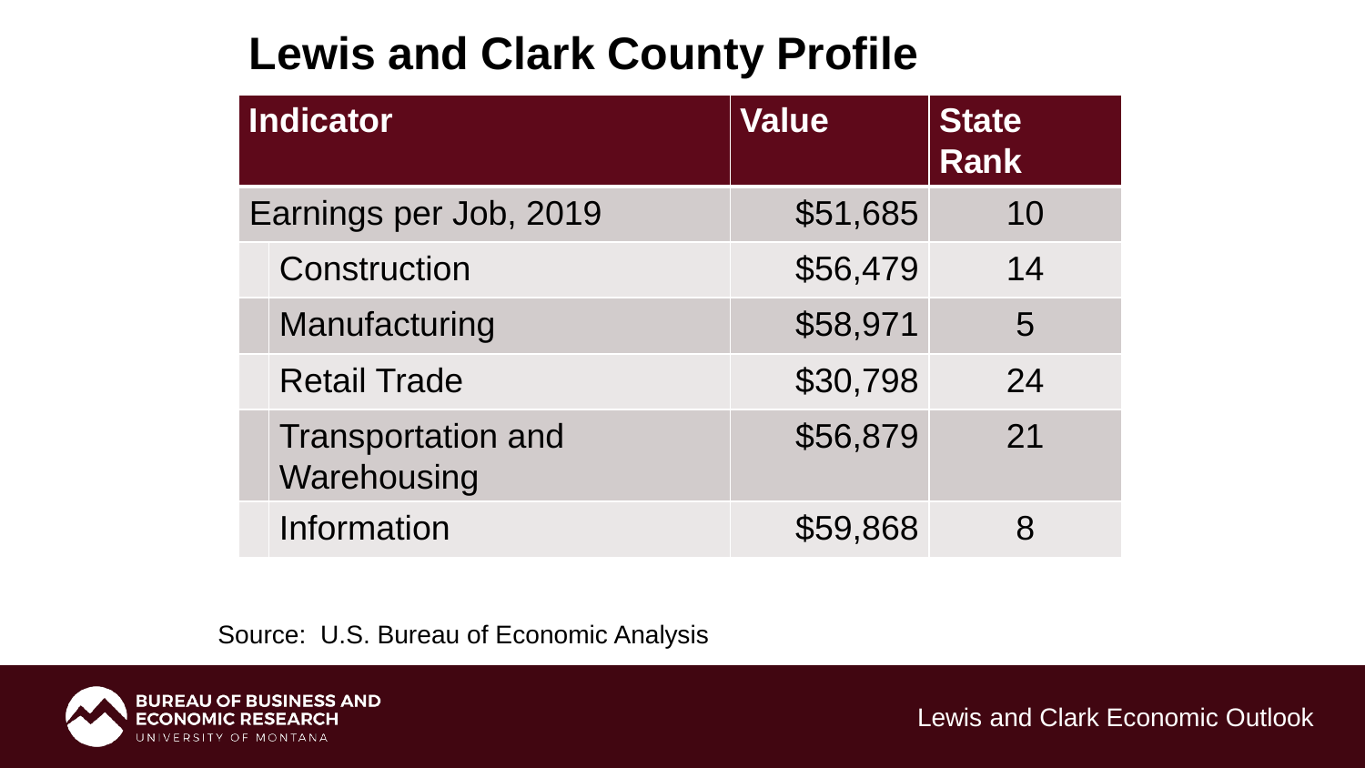# Lewis and Clark County Profile

| Indicator | Value | State Rank |
|---|---|---|
| Earnings per Job, 2019 | $51,685 | 10 |
| Construction | $56,479 | 14 |
| Manufacturing | $58,971 | 5 |
| Retail Trade | $30,798 | 24 |
| Transportation and Warehousing | $56,879 | 21 |
| Information | $59,868 | 8 |

Source: U.S. Bureau of Economic Analysis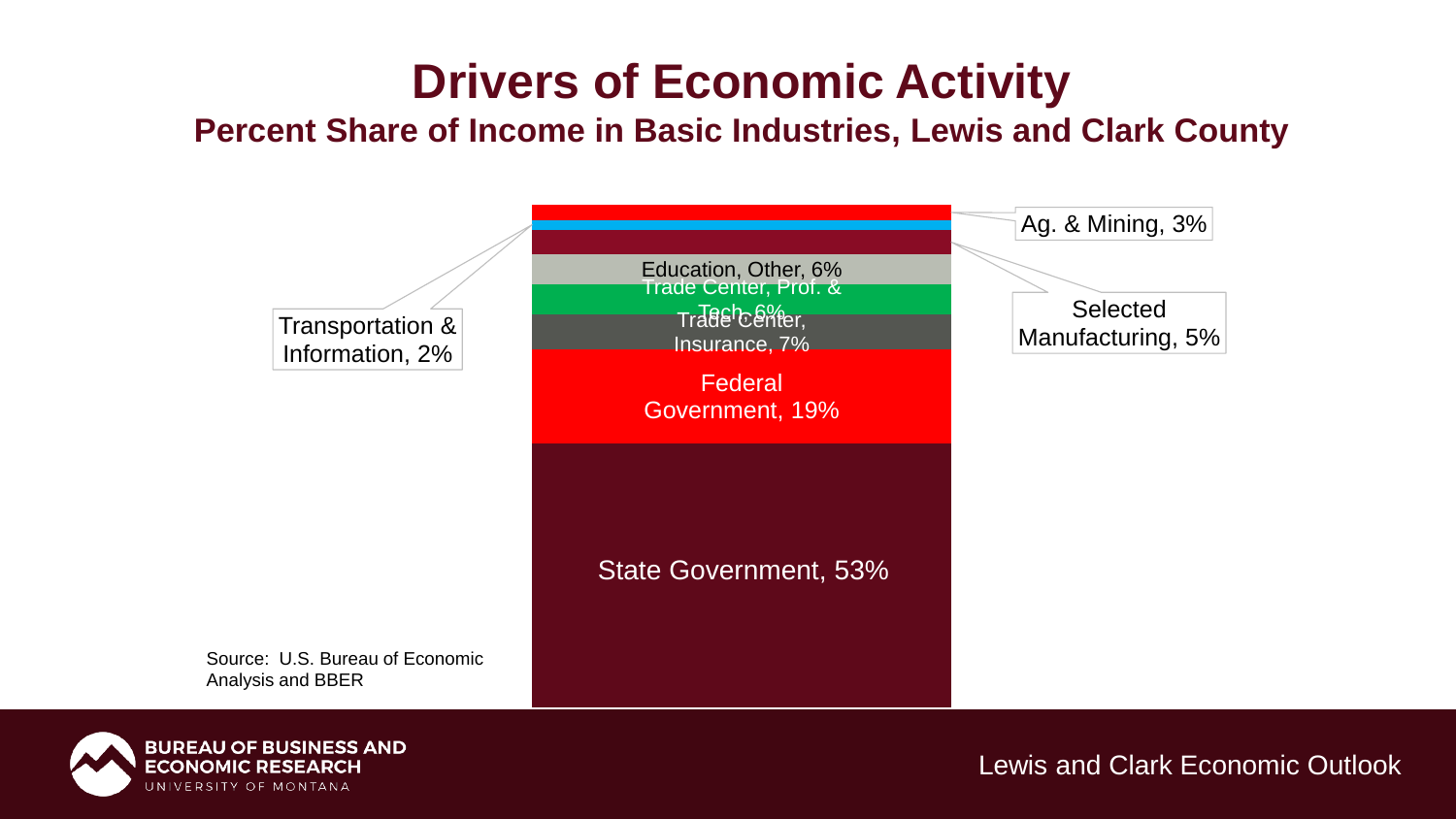# Drivers of Economic Activity

## Percent Share of Income in Basic Industries, Lewis and Clark County

- Ag. & Mining, 3%
- Selected Manufacturing, 5%
- Transportation & Information, 2%
- Education, Other, 6%
- Trade Center, Prof. & Tech, 6%
- Trade Center, Insurance, 7%
- Federal Government, 19%
- State Government, 53%

Source: U.S. Bureau of Economic Analysis and BBER

BUREAU OF BUSINESS AND ECONOMIC RESEARCH
UNIVERSITY OF MONTANA

Lewis and Clark Economic Outlook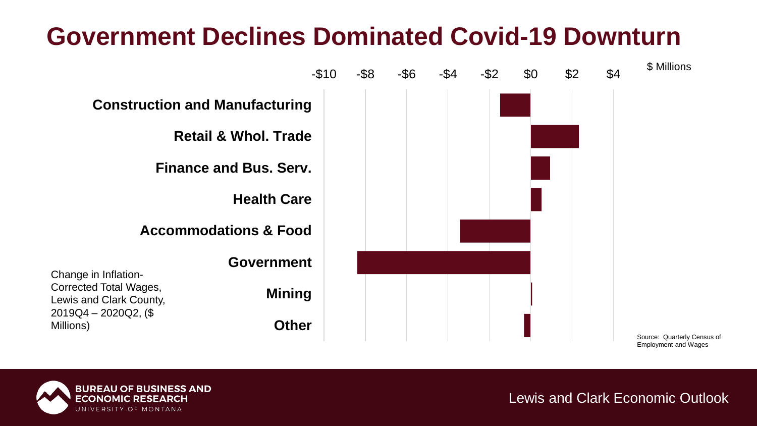# Government Declines Dominated Covid-19 Downturn

$ Millions

-$10 | -$8 | -$6 | -$4 | -$2 | $0 | $2 | $4

- Construction and Manufacturing
- Retail & Whol. Trade
- Finance and Bus. Serv.
- Health Care
- Accommodations & Food
- Government
- Mining
- Other

Change in Inflation-Corrected Total Wages, Lewis and Clark County, 2019Q4 – 2020Q2, ($ Millions)

Source: Quarterly Census of Employment and Wages

BUREAU OF BUSINESS AND ECONOMIC RESEARCH
UNIVERSITY OF MONTANA

Lewis and Clark Economic Outlook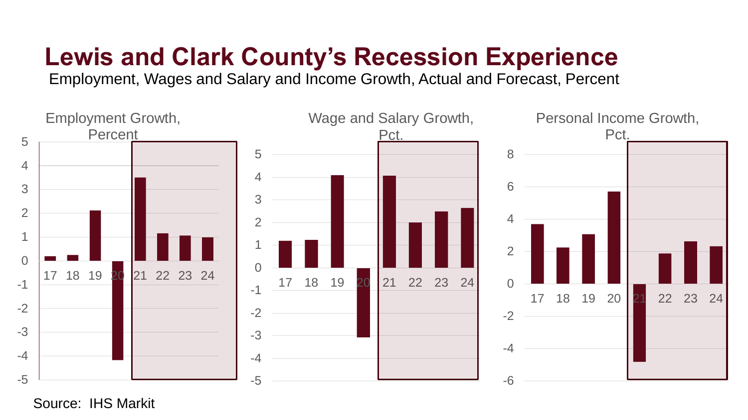# Lewis and Clark County's Recession Experience

Employment, Wages and Salary and Income Growth, Actual and Forecast, Percent

Employment Growth, Percent

Wage and Salary Growth, Pct.

Personal Income Growth, Pct.

Source: IHS Markit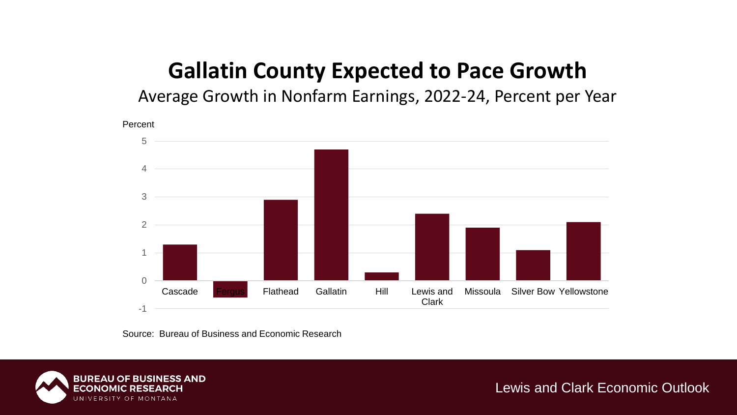# Gallatin County Expected to Pace Growth

Average Growth in Nonfarm Earnings, 2022-24, Percent per Year

Percent

5

4

3

2

1

0

-1

Cascade

Fergus

Flathead

Gallatin

Hill

Lewis and Clark

Missoula

Silver Bow

Yellowstone

Source: Bureau of Business and Economic Research

BUREAU OF BUSINESS AND ECONOMIC RESEARCH

UNIVERSITY OF MONTANA

Lewis and Clark Economic Outlook